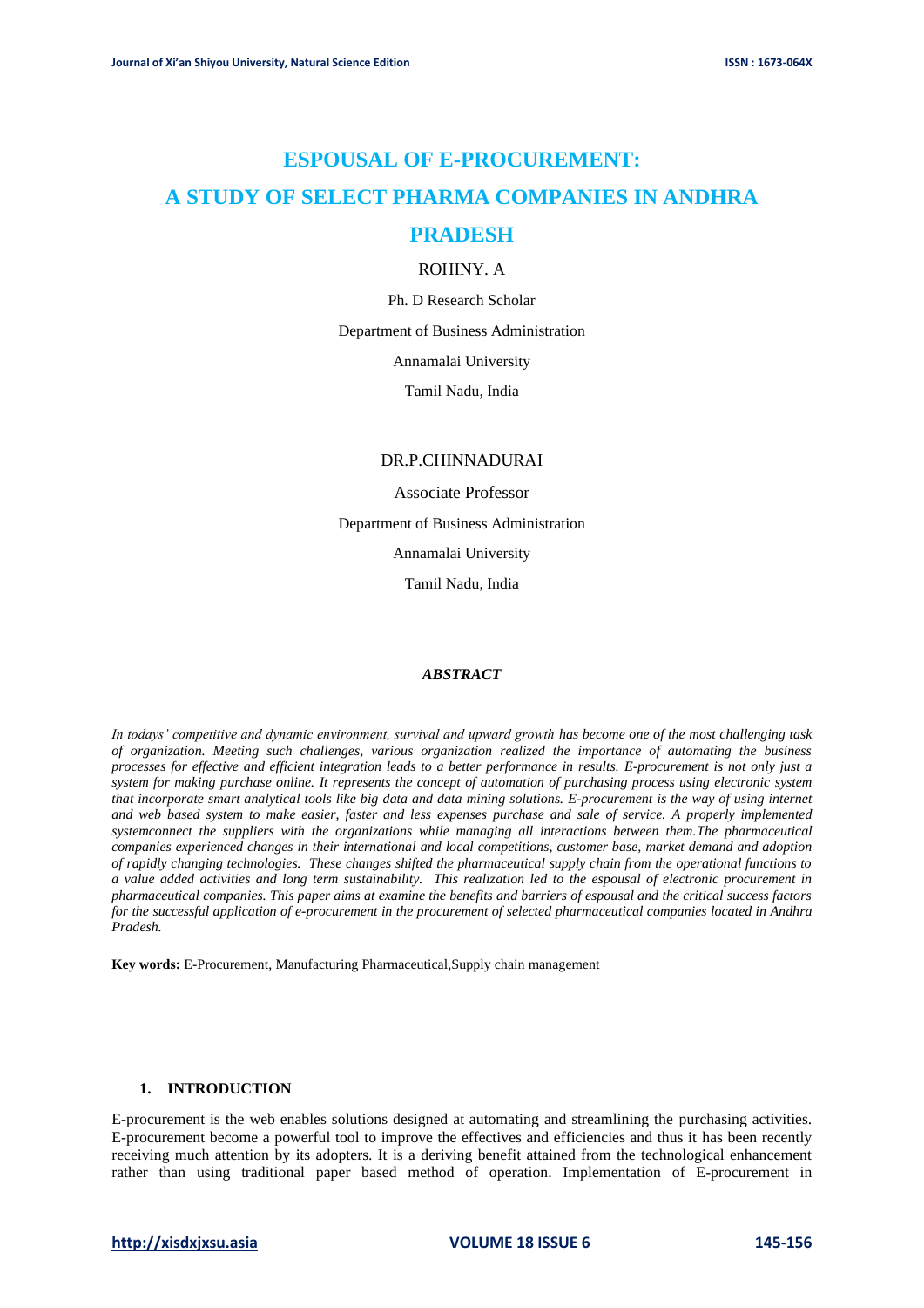# ESPOUSAL OF E-PROCUREMENT: A STUDY OF SELECT PHARMA COMPANIES IN ANDHRA PRADESH

ROHINY. A

Ph. D Research Scholar

Department of Business Administration

Annamalai University

Tamil Nadu, India

DR.P.CHINNADURAI

Associate Professor

Department of Business Administration

Annamalai University

Tamil Nadu, India

***ABSTRACT***

*In todays' competitive and dynamic environment, survival and upward growth has become one of the most challenging task of organization. Meeting such challenges, various organization realized the importance of automating the business processes for effective and efficient integration leads to a better performance in results. E-procurement is not only just a system for making purchase online. It represents the concept of automation of purchasing process using electronic system that incorporate smart analytical tools like big data and data mining solutions. E-procurement is the way of using internet and web based system to make easier, faster and less expenses purchase and sale of service. A properly implemented systemconnect the suppliers with the organizations while managing all interactions between them.The pharmaceutical companies experienced changes in their international and local competitions, customer base, market demand and adoption of rapidly changing technologies. These changes shifted the pharmaceutical supply chain from the operational functions to a value added activities and long term sustainability. This realization led to the espousal of electronic procurement in pharmaceutical companies. This paper aims at examine the benefits and barriers of espousal and the critical success factors for the successful application of e-procurement in the procurement of selected pharmaceutical companies located in Andhra Pradesh.*

**Key words:** E-Procurement, Manufacturing Pharmaceutical,Supply chain management

## 1. INTRODUCTION

E-procurement is the web enables solutions designed at automating and streamlining the purchasing activities. E-procurement become a powerful tool to improve the effectives and efficiencies and thus it has been recently receiving much attention by its adopters. It is a deriving benefit attained from the technological enhancement rather than using traditional paper based method of operation. Implementation of E-procurement in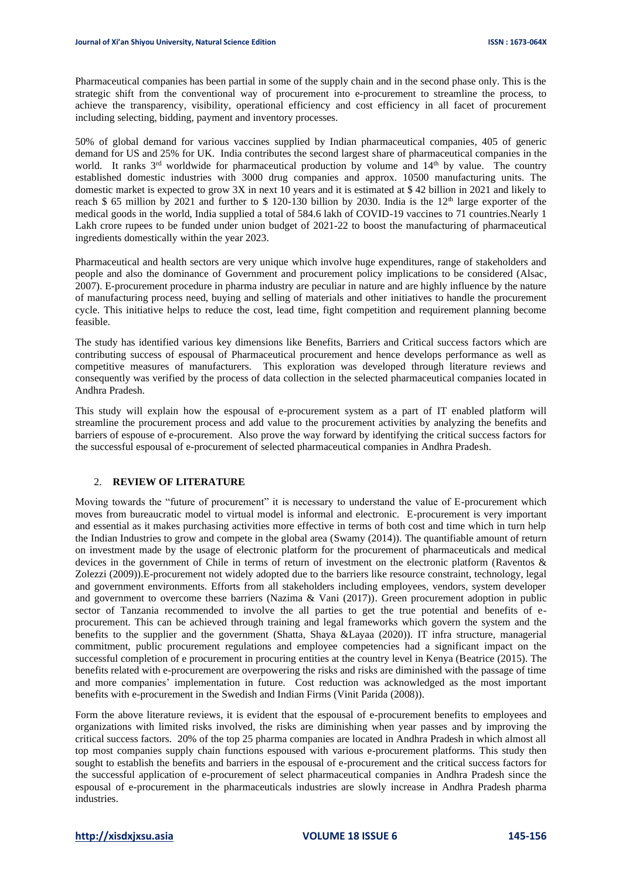Pharmaceutical companies has been partial in some of the supply chain and in the second phase only. This is the strategic shift from the conventional way of procurement into e-procurement to streamline the process, to achieve the transparency, visibility, operational efficiency and cost efficiency in all facet of procurement including selecting, bidding, payment and inventory processes.

50% of global demand for various vaccines supplied by Indian pharmaceutical companies, 405 of generic demand for US and 25% for UK. India contributes the second largest share of pharmaceutical companies in the world. It ranks 3rd worldwide for pharmaceutical production by volume and 14th by value. The country established domestic industries with 3000 drug companies and approx. 10500 manufacturing units. The domestic market is expected to grow 3X in next 10 years and it is estimated at $ 42 billion in 2021 and likely to reach $ 65 million by 2021 and further to $ 120-130 billion by 2030. India is the 12th large exporter of the medical goods in the world, India supplied a total of 584.6 lakh of COVID-19 vaccines to 71 countries.Nearly 1 Lakh crore rupees to be funded under union budget of 2021-22 to boost the manufacturing of pharmaceutical ingredients domestically within the year 2023.

Pharmaceutical and health sectors are very unique which involve huge expenditures, range of stakeholders and people and also the dominance of Government and procurement policy implications to be considered (Alsac, 2007). E-procurement procedure in pharma industry are peculiar in nature and are highly influence by the nature of manufacturing process need, buying and selling of materials and other initiatives to handle the procurement cycle. This initiative helps to reduce the cost, lead time, fight competition and requirement planning become feasible.

The study has identified various key dimensions like Benefits, Barriers and Critical success factors which are contributing success of espousal of Pharmaceutical procurement and hence develops performance as well as competitive measures of manufacturers. This exploration was developed through literature reviews and consequently was verified by the process of data collection in the selected pharmaceutical companies located in Andhra Pradesh.

This study will explain how the espousal of e-procurement system as a part of IT enabled platform will streamline the procurement process and add value to the procurement activities by analyzing the benefits and barriers of espouse of e-procurement. Also prove the way forward by identifying the critical success factors for the successful espousal of e-procurement of selected pharmaceutical companies in Andhra Pradesh.

## 2. REVIEW OF LITERATURE

Moving towards the "future of procurement" it is necessary to understand the value of E-procurement which moves from bureaucratic model to virtual model is informal and electronic. E-procurement is very important and essential as it makes purchasing activities more effective in terms of both cost and time which in turn help the Indian Industries to grow and compete in the global area (Swamy (2014)). The quantifiable amount of return on investment made by the usage of electronic platform for the procurement of pharmaceuticals and medical devices in the government of Chile in terms of return of investment on the electronic platform (Raventos & Zolezzi (2009)).E-procurement not widely adopted due to the barriers like resource constraint, technology, legal and government environments. Efforts from all stakeholders including employees, vendors, system developer and government to overcome these barriers (Nazima & Vani (2017)). Green procurement adoption in public sector of Tanzania recommended to involve the all parties to get the true potential and benefits of e-procurement. This can be achieved through training and legal frameworks which govern the system and the benefits to the supplier and the government (Shatta, Shaya &Layaa (2020)). IT infra structure, managerial commitment, public procurement regulations and employee competencies had a significant impact on the successful completion of e procurement in procuring entities at the country level in Kenya (Beatrice (2015). The benefits related with e-procurement are overpowering the risks and risks are diminished with the passage of time and more companies' implementation in future. Cost reduction was acknowledged as the most important benefits with e-procurement in the Swedish and Indian Firms (Vinit Parida (2008)).

Form the above literature reviews, it is evident that the espousal of e-procurement benefits to employees and organizations with limited risks involved, the risks are diminishing when year passes and by improving the critical success factors. 20% of the top 25 pharma companies are located in Andhra Pradesh in which almost all top most companies supply chain functions espoused with various e-procurement platforms. This study then sought to establish the benefits and barriers in the espousal of e-procurement and the critical success factors for the successful application of e-procurement of select pharmaceutical companies in Andhra Pradesh since the espousal of e-procurement in the pharmaceuticals industries are slowly increase in Andhra Pradesh pharma industries.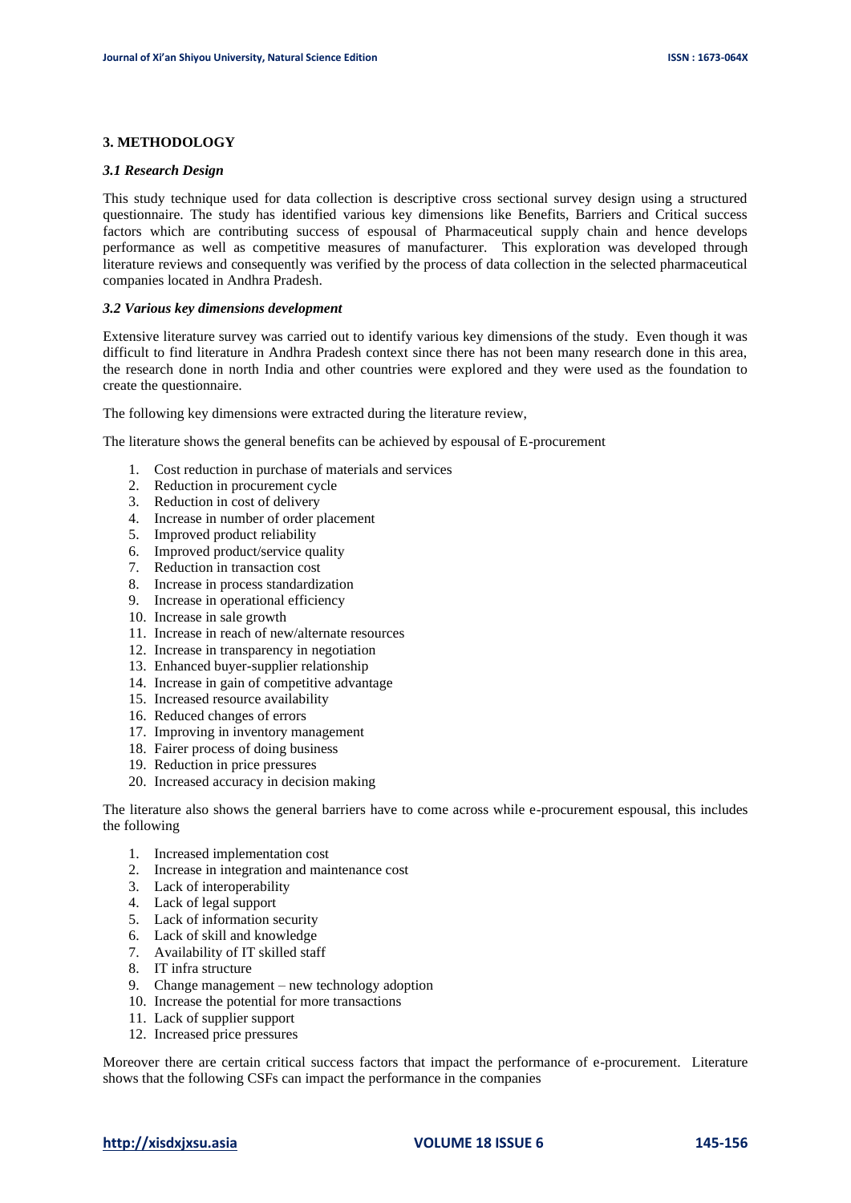## 3. METHODOLOGY

### *3.1 Research Design*

This study technique used for data collection is descriptive cross sectional survey design using a structured questionnaire. The study has identified various key dimensions like Benefits, Barriers and Critical success factors which are contributing success of espousal of Pharmaceutical supply chain and hence develops performance as well as competitive measures of manufacturer. This exploration was developed through literature reviews and consequently was verified by the process of data collection in the selected pharmaceutical companies located in Andhra Pradesh.

### *3.2 Various key dimensions development*

Extensive literature survey was carried out to identify various key dimensions of the study. Even though it was difficult to find literature in Andhra Pradesh context since there has not been many research done in this area, the research done in north India and other countries were explored and they were used as the foundation to create the questionnaire.

The following key dimensions were extracted during the literature review,

The literature shows the general benefits can be achieved by espousal of E-procurement

1. Cost reduction in purchase of materials and services
2. Reduction in procurement cycle
3. Reduction in cost of delivery
4. Increase in number of order placement
5. Improved product reliability
6. Improved product/service quality
7. Reduction in transaction cost
8. Increase in process standardization
9. Increase in operational efficiency
10. Increase in sale growth
11. Increase in reach of new/alternate resources
12. Increase in transparency in negotiation
13. Enhanced buyer-supplier relationship
14. Increase in gain of competitive advantage
15. Increased resource availability
16. Reduced changes of errors
17. Improving in inventory management
18. Fairer process of doing business
19. Reduction in price pressures
20. Increased accuracy in decision making

The literature also shows the general barriers have to come across while e-procurement espousal, this includes the following

1. Increased implementation cost
2. Increase in integration and maintenance cost
3. Lack of interoperability
4. Lack of legal support
5. Lack of information security
6. Lack of skill and knowledge
7. Availability of IT skilled staff
8. IT infra structure
9. Change management – new technology adoption
10. Increase the potential for more transactions
11. Lack of supplier support
12. Increased price pressures

Moreover there are certain critical success factors that impact the performance of e-procurement. Literature shows that the following CSFs can impact the performance in the companies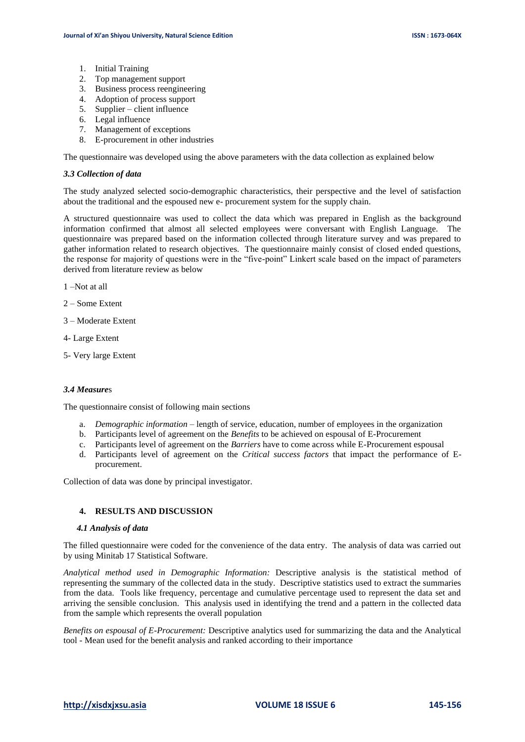1. Initial Training
2. Top management support
3. Business process reengineering
4. Adoption of process support
5. Supplier – client influence
6. Legal influence
7. Management of exceptions
8. E-procurement in other industries

The questionnaire was developed using the above parameters with the data collection as explained below

### *3.3 Collection of data*

The study analyzed selected socio-demographic characteristics, their perspective and the level of satisfaction about the traditional and the espoused new e- procurement system for the supply chain.

A structured questionnaire was used to collect the data which was prepared in English as the background information confirmed that almost all selected employees were conversant with English Language. The questionnaire was prepared based on the information collected through literature survey and was prepared to gather information related to research objectives. The questionnaire mainly consist of closed ended questions, the response for majority of questions were in the "five-point" Linkert scale based on the impact of parameters derived from literature review as below

1 –Not at all

2 – Some Extent

3 – Moderate Extent

4- Large Extent

5- Very large Extent

### *3.4 Measure*s

The questionnaire consist of following main sections

a. *Demographic information* – length of service, education, number of employees in the organization
b. Participants level of agreement on the *Benefits* to be achieved on espousal of E-Procurement
c. Participants level of agreement on the *Barriers* have to come across while E-Procurement espousal
d. Participants level of agreement on the *Critical success factors* that impact the performance of E-procurement.

Collection of data was done by principal investigator.

## 4. RESULTS AND DISCUSSION

### *4.1 Analysis of data*

The filled questionnaire were coded for the convenience of the data entry. The analysis of data was carried out by using Minitab 17 Statistical Software.

*Analytical method used in Demographic Information:* Descriptive analysis is the statistical method of representing the summary of the collected data in the study. Descriptive statistics used to extract the summaries from the data. Tools like frequency, percentage and cumulative percentage used to represent the data set and arriving the sensible conclusion. This analysis used in identifying the trend and a pattern in the collected data from the sample which represents the overall population

*Benefits on espousal of E-Procurement:* Descriptive analytics used for summarizing the data and the Analytical tool - Mean used for the benefit analysis and ranked according to their importance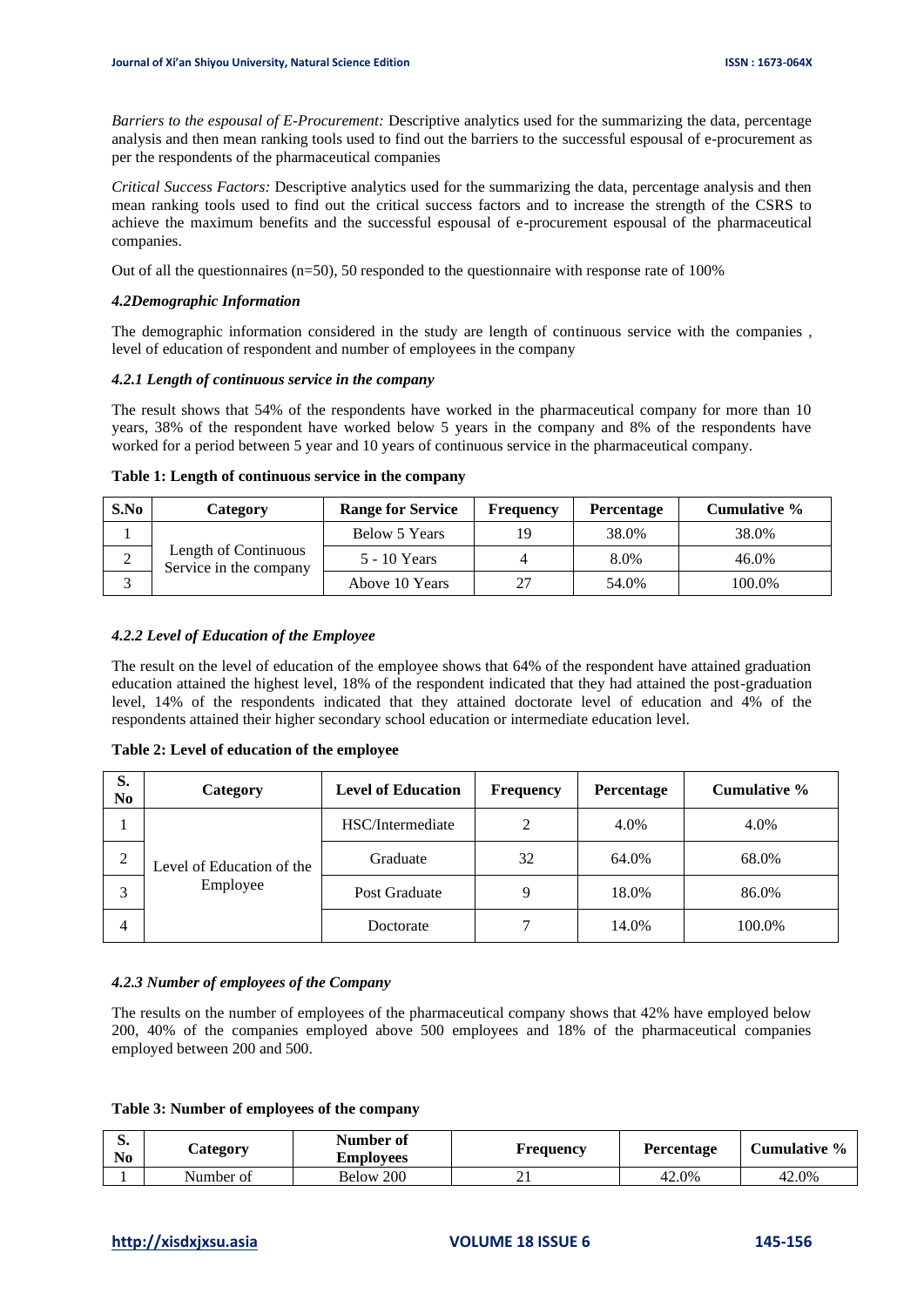*Barriers to the espousal of E-Procurement:* Descriptive analytics used for the summarizing the data, percentage analysis and then mean ranking tools used to find out the barriers to the successful espousal of e-procurement as per the respondents of the pharmaceutical companies

*Critical Success Factors:* Descriptive analytics used for the summarizing the data, percentage analysis and then mean ranking tools used to find out the critical success factors and to increase the strength of the CSRS to achieve the maximum benefits and the successful espousal of e-procurement espousal of the pharmaceutical companies.

Out of all the questionnaires (n=50), 50 responded to the questionnaire with response rate of 100%

### *4.2Demographic Information*

The demographic information considered in the study are length of continuous service with the companies , level of education of respondent and number of employees in the company

#### *4.2.1 Length of continuous service in the company*

The result shows that 54% of the respondents have worked in the pharmaceutical company for more than 10 years, 38% of the respondent have worked below 5 years in the company and 8% of the respondents have worked for a period between 5 year and 10 years of continuous service in the pharmaceutical company.

**Table 1: Length of continuous service in the company**

| S.No | Category | Range for Service | Frequency | Percentage | Cumulative % |
|---|---|---|---|---|---|
| 1 | Length of Continuous Service in the company | Below 5 Years | 19 | 38.0% | 38.0% |
| 2 | | 5 - 10 Years | 4 | 8.0% | 46.0% |
| 3 | | Above 10 Years | 27 | 54.0% | 100.0% |

#### *4.2.2 Level of Education of the Employee*

The result on the level of education of the employee shows that 64% of the respondent have attained graduation education attained the highest level, 18% of the respondent indicated that they had attained the post-graduation level, 14% of the respondents indicated that they attained doctorate level of education and 4% of the respondents attained their higher secondary school education or intermediate education level.

**Table 2: Level of education of the employee**

| S. No | Category | Level of Education | Frequency | Percentage | Cumulative % |
|---|---|---|---|---|---|
| 1 | Level of Education of the Employee | HSC/Intermediate | 2 | 4.0% | 4.0% |
| 2 | | Graduate | 32 | 64.0% | 68.0% |
| 3 | | Post Graduate | 9 | 18.0% | 86.0% |
| 4 | | Doctorate | 7 | 14.0% | 100.0% |

#### *4.2.3 Number of employees of the Company*

The results on the number of employees of the pharmaceutical company shows that 42% have employed below 200, 40% of the companies employed above 500 employees and 18% of the pharmaceutical companies employed between 200 and 500.

**Table 3: Number of employees of the company**

| S. No | Category | Number of Employees | Frequency | Percentage | Cumulative % |
|---|---|---|---|---|---|
| 1 | Number of | Below 200 | 21 | 42.0% | 42.0% |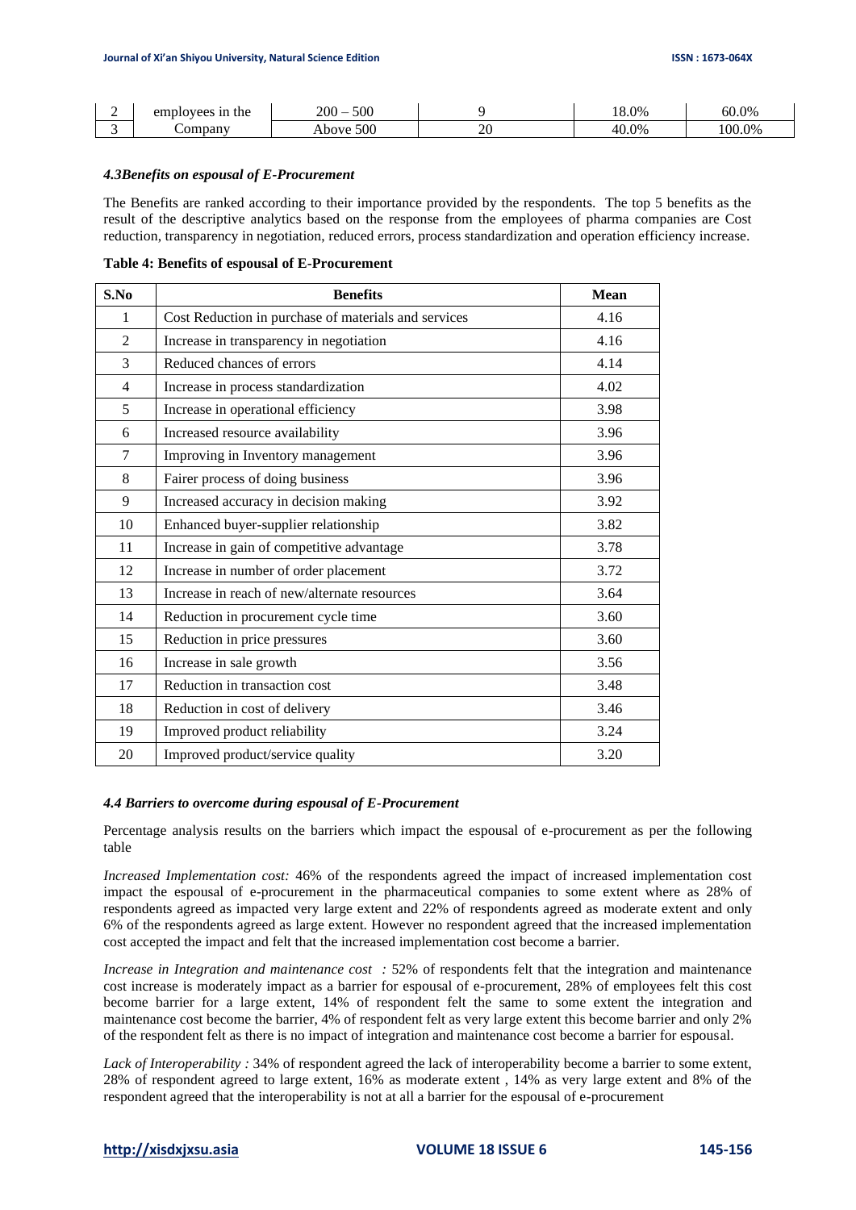| 2 | employees in the | 200 – 500 | 9 | 18.0% | 60.0% |
|---|---|---|---|---|---|
| 3 | Company | Above 500 | 20 | 40.0% | 100.0% |

### *4.3Benefits on espousal of E-Procurement*

The Benefits are ranked according to their importance provided by the respondents. The top 5 benefits as the result of the descriptive analytics based on the response from the employees of pharma companies are Cost reduction, transparency in negotiation, reduced errors, process standardization and operation efficiency increase.

**Table 4: Benefits of espousal of E-Procurement**

| S.No | Benefits | Mean |
|---|---|---|
| 1 | Cost Reduction in purchase of materials and services | 4.16 |
| 2 | Increase in transparency in negotiation | 4.16 |
| 3 | Reduced chances of errors | 4.14 |
| 4 | Increase in process standardization | 4.02 |
| 5 | Increase in operational efficiency | 3.98 |
| 6 | Increased resource availability | 3.96 |
| 7 | Improving in Inventory management | 3.96 |
| 8 | Fairer process of doing business | 3.96 |
| 9 | Increased accuracy in decision making | 3.92 |
| 10 | Enhanced buyer-supplier relationship | 3.82 |
| 11 | Increase in gain of competitive advantage | 3.78 |
| 12 | Increase in number of order placement | 3.72 |
| 13 | Increase in reach of new/alternate resources | 3.64 |
| 14 | Reduction in procurement cycle time | 3.60 |
| 15 | Reduction in price pressures | 3.60 |
| 16 | Increase in sale growth | 3.56 |
| 17 | Reduction in transaction cost | 3.48 |
| 18 | Reduction in cost of delivery | 3.46 |
| 19 | Improved product reliability | 3.24 |
| 20 | Improved product/service quality | 3.20 |

### *4.4 Barriers to overcome during espousal of E-Procurement*

Percentage analysis results on the barriers which impact the espousal of e-procurement as per the following table

*Increased Implementation cost:* 46% of the respondents agreed the impact of increased implementation cost impact the espousal of e-procurement in the pharmaceutical companies to some extent where as 28% of respondents agreed as impacted very large extent and 22% of respondents agreed as moderate extent and only 6% of the respondents agreed as large extent. However no respondent agreed that the increased implementation cost accepted the impact and felt that the increased implementation cost become a barrier.

*Increase in Integration and maintenance cost :* 52% of respondents felt that the integration and maintenance cost increase is moderately impact as a barrier for espousal of e-procurement, 28% of employees felt this cost become barrier for a large extent, 14% of respondent felt the same to some extent the integration and maintenance cost become the barrier, 4% of respondent felt as very large extent this become barrier and only 2% of the respondent felt as there is no impact of integration and maintenance cost become a barrier for espousal.

*Lack of Interoperability :* 34% of respondent agreed the lack of interoperability become a barrier to some extent, 28% of respondent agreed to large extent, 16% as moderate extent , 14% as very large extent and 8% of the respondent agreed that the interoperability is not at all a barrier for the espousal of e-procurement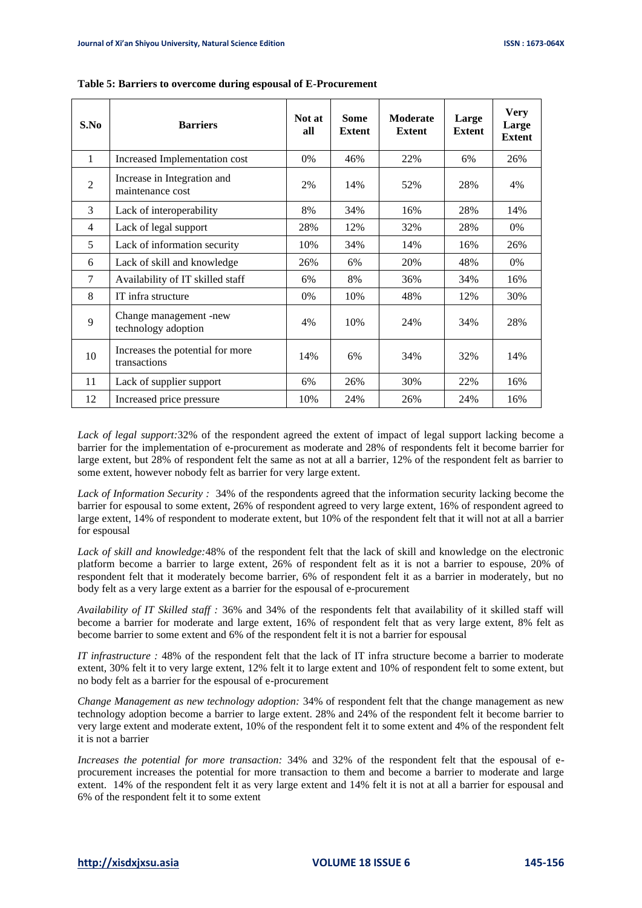**Table 5: Barriers to overcome during espousal of E-Procurement**

| S.No | Barriers | Not at all | Some Extent | Moderate Extent | Large Extent | Very Large Extent |
|---|---|---|---|---|---|---|
| 1 | Increased Implementation cost | 0% | 46% | 22% | 6% | 26% |
| 2 | Increase in Integration and maintenance cost | 2% | 14% | 52% | 28% | 4% |
| 3 | Lack of interoperability | 8% | 34% | 16% | 28% | 14% |
| 4 | Lack of legal support | 28% | 12% | 32% | 28% | 0% |
| 5 | Lack of information security | 10% | 34% | 14% | 16% | 26% |
| 6 | Lack of skill and knowledge | 26% | 6% | 20% | 48% | 0% |
| 7 | Availability of IT skilled staff | 6% | 8% | 36% | 34% | 16% |
| 8 | IT infra structure | 0% | 10% | 48% | 12% | 30% |
| 9 | Change management -new technology adoption | 4% | 10% | 24% | 34% | 28% |
| 10 | Increases the potential for more transactions | 14% | 6% | 34% | 32% | 14% |
| 11 | Lack of supplier support | 6% | 26% | 30% | 22% | 16% |
| 12 | Increased price pressure | 10% | 24% | 26% | 24% | 16% |

*Lack of legal support:*32% of the respondent agreed the extent of impact of legal support lacking become a barrier for the implementation of e-procurement as moderate and 28% of respondents felt it become barrier for large extent, but 28% of respondent felt the same as not at all a barrier, 12% of the respondent felt as barrier to some extent, however nobody felt as barrier for very large extent.

*Lack of Information Security :* 34% of the respondents agreed that the information security lacking become the barrier for espousal to some extent, 26% of respondent agreed to very large extent, 16% of respondent agreed to large extent, 14% of respondent to moderate extent, but 10% of the respondent felt that it will not at all a barrier for espousal

*Lack of skill and knowledge:*48% of the respondent felt that the lack of skill and knowledge on the electronic platform become a barrier to large extent, 26% of respondent felt as it is not a barrier to espouse, 20% of respondent felt that it moderately become barrier, 6% of respondent felt it as a barrier in moderately, but no body felt as a very large extent as a barrier for the espousal of e-procurement

*Availability of IT Skilled staff :* 36% and 34% of the respondents felt that availability of it skilled staff will become a barrier for moderate and large extent, 16% of respondent felt that as very large extent, 8% felt as become barrier to some extent and 6% of the respondent felt it is not a barrier for espousal

*IT infrastructure :* 48% of the respondent felt that the lack of IT infra structure become a barrier to moderate extent, 30% felt it to very large extent, 12% felt it to large extent and 10% of respondent felt to some extent, but no body felt as a barrier for the espousal of e-procurement

*Change Management as new technology adoption:* 34% of respondent felt that the change management as new technology adoption become a barrier to large extent. 28% and 24% of the respondent felt it become barrier to very large extent and moderate extent, 10% of the respondent felt it to some extent and 4% of the respondent felt it is not a barrier

*Increases the potential for more transaction:* 34% and 32% of the respondent felt that the espousal of e-procurement increases the potential for more transaction to them and become a barrier to moderate and large extent. 14% of the respondent felt it as very large extent and 14% felt it is not at all a barrier for espousal and 6% of the respondent felt it to some extent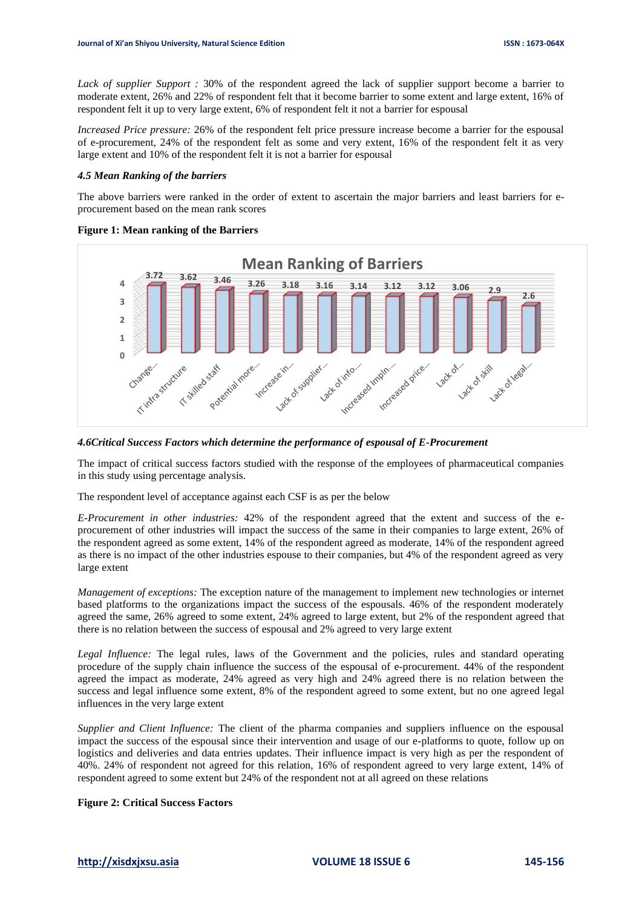*Lack of supplier Support :* 30% of the respondent agreed the lack of supplier support become a barrier to moderate extent, 26% and 22% of respondent felt that it become barrier to some extent and large extent, 16% of respondent felt it up to very large extent, 6% of respondent felt it not a barrier for espousal

*Increased Price pressure:* 26% of the respondent felt price pressure increase become a barrier for the espousal of e-procurement, 24% of the respondent felt as some and very extent, 16% of the respondent felt it as very large extent and 10% of the respondent felt it is not a barrier for espousal

#### *4.5 Mean Ranking of the barriers*

The above barriers were ranked in the order of extent to ascertain the major barriers and least barriers for e-procurement based on the mean rank scores

**Figure 1: Mean ranking of the Barriers**

Mean Ranking of Barriers

| Barrier | Mean |
|---|---|
| Change... | 3.72 |
| IT infra structure | 3.62 |
| IT skilled staff | 3.46 |
| Potential more... | 3.26 |
| Increase in... | 3.18 |
| Lack of supplier... | 3.16 |
| Lack of info.... | 3.14 |
| Increased Impln.... | 3.12 |
| Increased price... | 3.12 |
| Lack of... | 3.06 |
| Lack of skill | 2.9 |
| Lack of legal... | 2.6 |

#### *4.6Critical Success Factors which determine the performance of espousal of E-Procurement*

The impact of critical success factors studied with the response of the employees of pharmaceutical companies in this study using percentage analysis.

The respondent level of acceptance against each CSF is as per the below

*E-Procurement in other industries:* 42% of the respondent agreed that the extent and success of the e-procurement of other industries will impact the success of the same in their companies to large extent, 26% of the respondent agreed as some extent, 14% of the respondent agreed as moderate, 14% of the respondent agreed as there is no impact of the other industries espouse to their companies, but 4% of the respondent agreed as very large extent

*Management of exceptions:* The exception nature of the management to implement new technologies or internet based platforms to the organizations impact the success of the espousals. 46% of the respondent moderately agreed the same, 26% agreed to some extent, 24% agreed to large extent, but 2% of the respondent agreed that there is no relation between the success of espousal and 2% agreed to very large extent

*Legal Influence:* The legal rules, laws of the Government and the policies, rules and standard operating procedure of the supply chain influence the success of the espousal of e-procurement. 44% of the respondent agreed the impact as moderate, 24% agreed as very high and 24% agreed there is no relation between the success and legal influence some extent, 8% of the respondent agreed to some extent, but no one agreed legal influences in the very large extent

*Supplier and Client Influence:* The client of the pharma companies and suppliers influence on the espousal impact the success of the espousal since their intervention and usage of our e-platforms to quote, follow up on logistics and deliveries and data entries updates. Their influence impact is very high as per the respondent of 40%. 24% of respondent not agreed for this relation, 16% of respondent agreed to very large extent, 14% of respondent agreed to some extent but 24% of the respondent not at all agreed on these relations

**Figure 2: Critical Success Factors**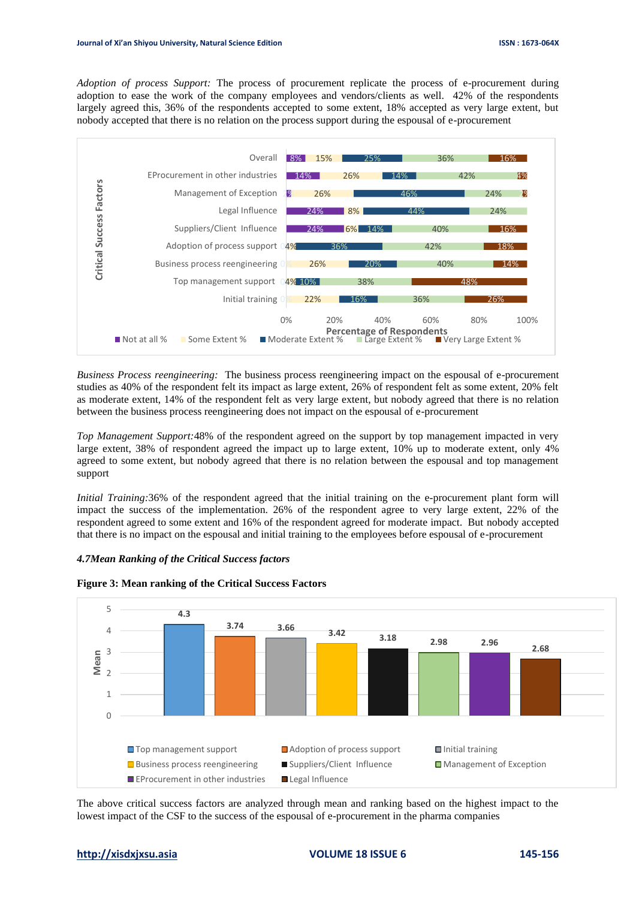*Adoption of process Support:* The process of procurement replicate the process of e-procurement during adoption to ease the work of the company employees and vendors/clients as well. 42% of the respondents largely agreed this, 36% of the respondents accepted to some extent, 18% accepted as very large extent, but nobody accepted that there is no relation on the process support during the espousal of e-procurement

*Business Process reengineering:* The business process reengineering impact on the espousal of e-procurement studies as 40% of the respondent felt its impact as large extent, 26% of respondent felt as some extent, 20% felt as moderate extent, 14% of the respondent felt as very large extent, but nobody agreed that there is no relation between the business process reengineering does not impact on the espousal of e-procurement

*Top Management Support:*48% of the respondent agreed on the support by top management impacted in very large extent, 38% of respondent agreed the impact up to large extent, 10% up to moderate extent, only 4% agreed to some extent, but nobody agreed that there is no relation between the espousal and top management support

*Initial Training:*36% of the respondent agreed that the initial training on the e-procurement plant form will impact the success of the implementation. 26% of the respondent agree to very large extent, 22% of the respondent agreed to some extent and 16% of the respondent agreed for moderate impact. But nobody accepted that there is no impact on the espousal and initial training to the employees before espousal of e-procurement

***4.7Mean Ranking of the Critical Success factors***

**Figure 3: Mean ranking of the Critical Success Factors**

The above critical success factors are analyzed through mean and ranking based on the highest impact to the lowest impact of the CSF to the success of the espousal of e-procurement in the pharma companies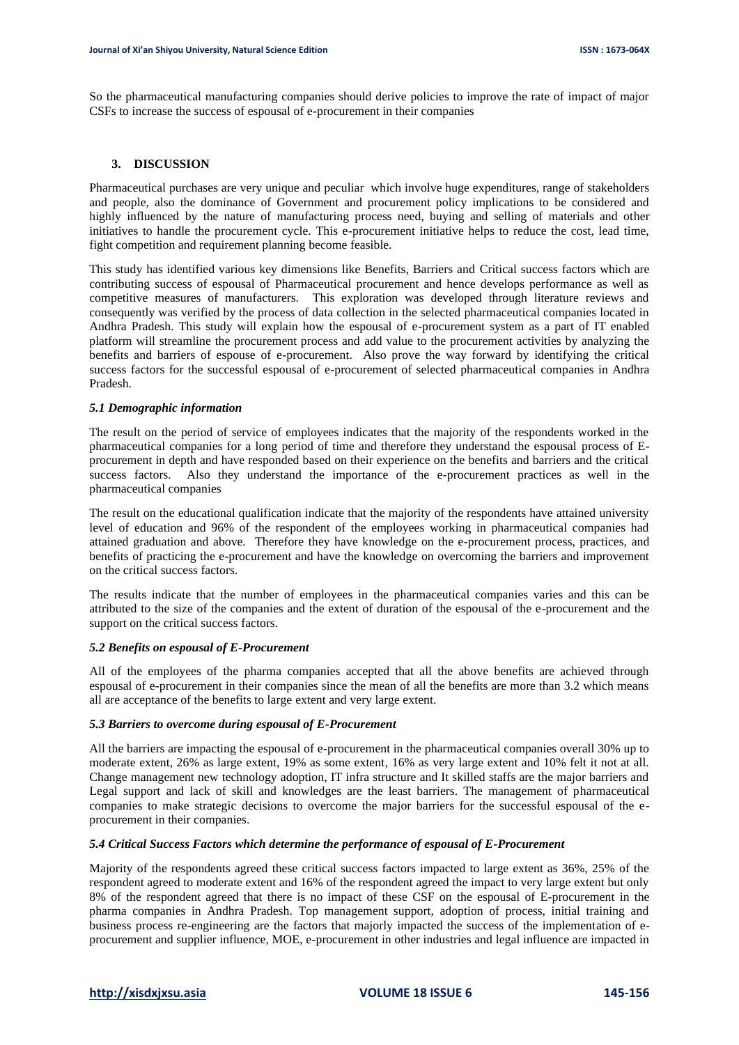So the pharmaceutical manufacturing companies should derive policies to improve the rate of impact of major CSFs to increase the success of espousal of e-procurement in their companies

## 3. DISCUSSION

Pharmaceutical purchases are very unique and peculiar which involve huge expenditures, range of stakeholders and people, also the dominance of Government and procurement policy implications to be considered and highly influenced by the nature of manufacturing process need, buying and selling of materials and other initiatives to handle the procurement cycle. This e-procurement initiative helps to reduce the cost, lead time, fight competition and requirement planning become feasible.

This study has identified various key dimensions like Benefits, Barriers and Critical success factors which are contributing success of espousal of Pharmaceutical procurement and hence develops performance as well as competitive measures of manufacturers. This exploration was developed through literature reviews and consequently was verified by the process of data collection in the selected pharmaceutical companies located in Andhra Pradesh. This study will explain how the espousal of e-procurement system as a part of IT enabled platform will streamline the procurement process and add value to the procurement activities by analyzing the benefits and barriers of espouse of e-procurement. Also prove the way forward by identifying the critical success factors for the successful espousal of e-procurement of selected pharmaceutical companies in Andhra Pradesh.

### *5.1 Demographic information*

The result on the period of service of employees indicates that the majority of the respondents worked in the pharmaceutical companies for a long period of time and therefore they understand the espousal process of E-procurement in depth and have responded based on their experience on the benefits and barriers and the critical success factors. Also they understand the importance of the e-procurement practices as well in the pharmaceutical companies

The result on the educational qualification indicate that the majority of the respondents have attained university level of education and 96% of the respondent of the employees working in pharmaceutical companies had attained graduation and above. Therefore they have knowledge on the e-procurement process, practices, and benefits of practicing the e-procurement and have the knowledge on overcoming the barriers and improvement on the critical success factors.

The results indicate that the number of employees in the pharmaceutical companies varies and this can be attributed to the size of the companies and the extent of duration of the espousal of the e-procurement and the support on the critical success factors.

### *5.2 Benefits on espousal of E-Procurement*

All of the employees of the pharma companies accepted that all the above benefits are achieved through espousal of e-procurement in their companies since the mean of all the benefits are more than 3.2 which means all are acceptance of the benefits to large extent and very large extent.

### *5.3 Barriers to overcome during espousal of E-Procurement*

All the barriers are impacting the espousal of e-procurement in the pharmaceutical companies overall 30% up to moderate extent, 26% as large extent, 19% as some extent, 16% as very large extent and 10% felt it not at all. Change management new technology adoption, IT infra structure and It skilled staffs are the major barriers and Legal support and lack of skill and knowledges are the least barriers. The management of pharmaceutical companies to make strategic decisions to overcome the major barriers for the successful espousal of the e-procurement in their companies.

### *5.4 Critical Success Factors which determine the performance of espousal of E-Procurement*

Majority of the respondents agreed these critical success factors impacted to large extent as 36%, 25% of the respondent agreed to moderate extent and 16% of the respondent agreed the impact to very large extent but only 8% of the respondent agreed that there is no impact of these CSF on the espousal of E-procurement in the pharma companies in Andhra Pradesh. Top management support, adoption of process, initial training and business process re-engineering are the factors that majorly impacted the success of the implementation of e-procurement and supplier influence, MOE, e-procurement in other industries and legal influence are impacted in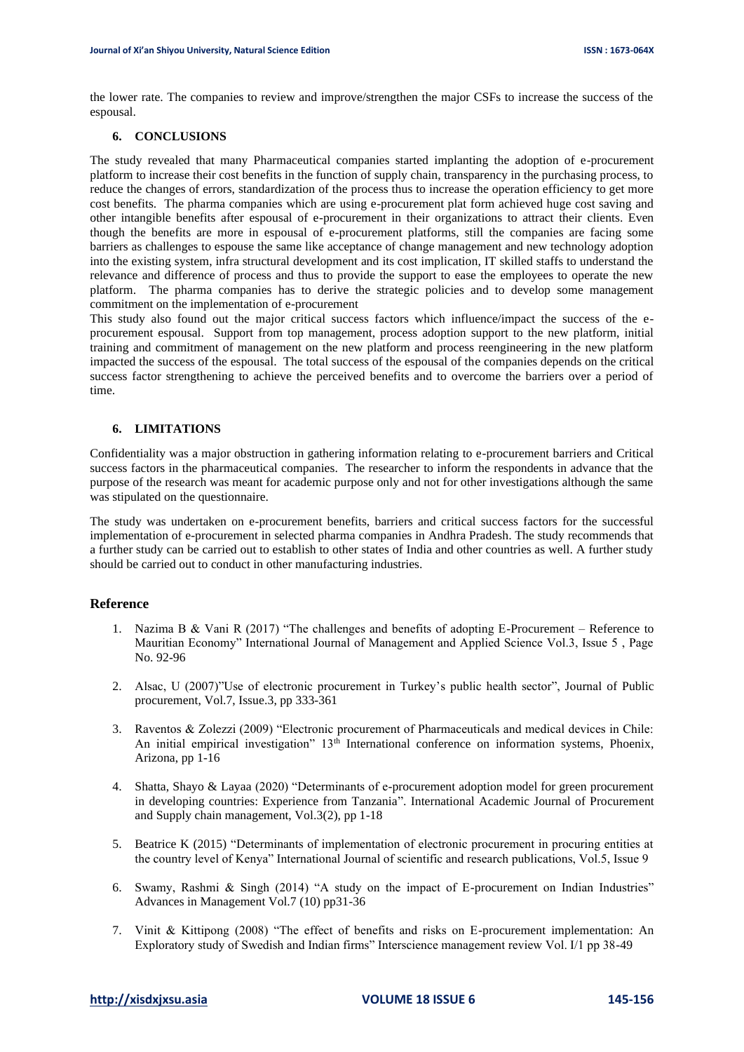the lower rate. The companies to review and improve/strengthen the major CSFs to increase the success of the espousal.

### 6. CONCLUSIONS

The study revealed that many Pharmaceutical companies started implanting the adoption of e-procurement platform to increase their cost benefits in the function of supply chain, transparency in the purchasing process, to reduce the changes of errors, standardization of the process thus to increase the operation efficiency to get more cost benefits. The pharma companies which are using e-procurement plat form achieved huge cost saving and other intangible benefits after espousal of e-procurement in their organizations to attract their clients. Even though the benefits are more in espousal of e-procurement platforms, still the companies are facing some barriers as challenges to espouse the same like acceptance of change management and new technology adoption into the existing system, infra structural development and its cost implication, IT skilled staffs to understand the relevance and difference of process and thus to provide the support to ease the employees to operate the new platform. The pharma companies has to derive the strategic policies and to develop some management commitment on the implementation of e-procurement

This study also found out the major critical success factors which influence/impact the success of the e-procurement espousal. Support from top management, process adoption support to the new platform, initial training and commitment of management on the new platform and process reengineering in the new platform impacted the success of the espousal. The total success of the espousal of the companies depends on the critical success factor strengthening to achieve the perceived benefits and to overcome the barriers over a period of time.

### 6. LIMITATIONS

Confidentiality was a major obstruction in gathering information relating to e-procurement barriers and Critical success factors in the pharmaceutical companies. The researcher to inform the respondents in advance that the purpose of the research was meant for academic purpose only and not for other investigations although the same was stipulated on the questionnaire.

The study was undertaken on e-procurement benefits, barriers and critical success factors for the successful implementation of e-procurement in selected pharma companies in Andhra Pradesh. The study recommends that a further study can be carried out to establish to other states of India and other countries as well. A further study should be carried out to conduct in other manufacturing industries.

## Reference

1. Nazima B & Vani R (2017) "The challenges and benefits of adopting E-Procurement – Reference to Mauritian Economy" International Journal of Management and Applied Science Vol.3, Issue 5 , Page No. 92-96
2. Alsac, U (2007)"Use of electronic procurement in Turkey's public health sector", Journal of Public procurement, Vol.7, Issue.3, pp 333-361
3. Raventos & Zolezzi (2009) "Electronic procurement of Pharmaceuticals and medical devices in Chile: An initial empirical investigation" 13th International conference on information systems, Phoenix, Arizona, pp 1-16
4. Shatta, Shayo & Layaa (2020) "Determinants of e-procurement adoption model for green procurement in developing countries: Experience from Tanzania". International Academic Journal of Procurement and Supply chain management, Vol.3(2), pp 1-18
5. Beatrice K (2015) "Determinants of implementation of electronic procurement in procuring entities at the country level of Kenya" International Journal of scientific and research publications, Vol.5, Issue 9
6. Swamy, Rashmi & Singh (2014) "A study on the impact of E-procurement on Indian Industries" Advances in Management Vol.7 (10) pp31-36
7. Vinit & Kittipong (2008) "The effect of benefits and risks on E-procurement implementation: An Exploratory study of Swedish and Indian firms" Interscience management review Vol. I/1 pp 38-49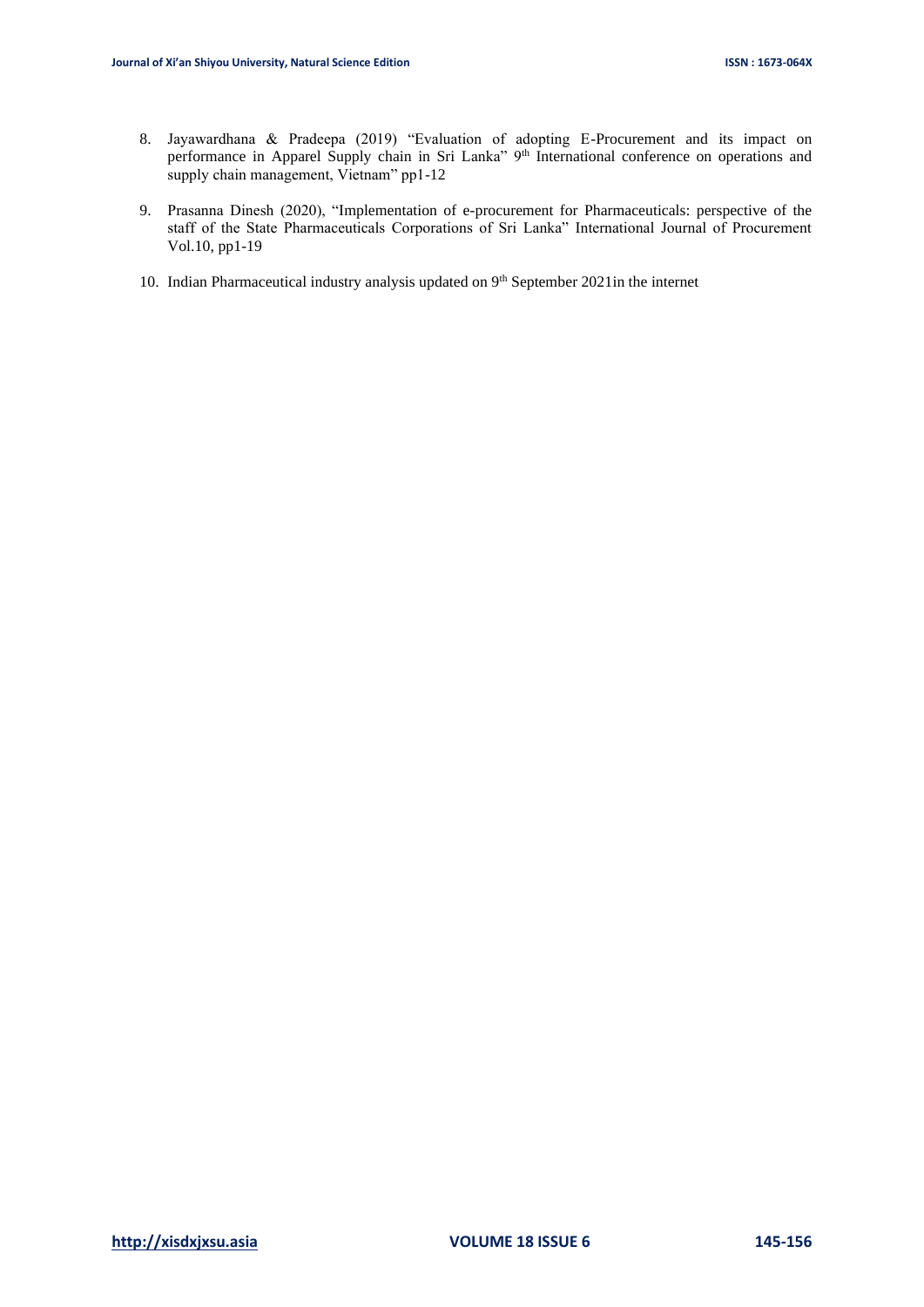8. Jayawardhana & Pradeepa (2019) "Evaluation of adopting E-Procurement and its impact on performance in Apparel Supply chain in Sri Lanka" 9th International conference on operations and supply chain management, Vietnam" pp1-12

9. Prasanna Dinesh (2020), "Implementation of e-procurement for Pharmaceuticals: perspective of the staff of the State Pharmaceuticals Corporations of Sri Lanka" International Journal of Procurement Vol.10, pp1-19

10. Indian Pharmaceutical industry analysis updated on 9th September 2021in the internet